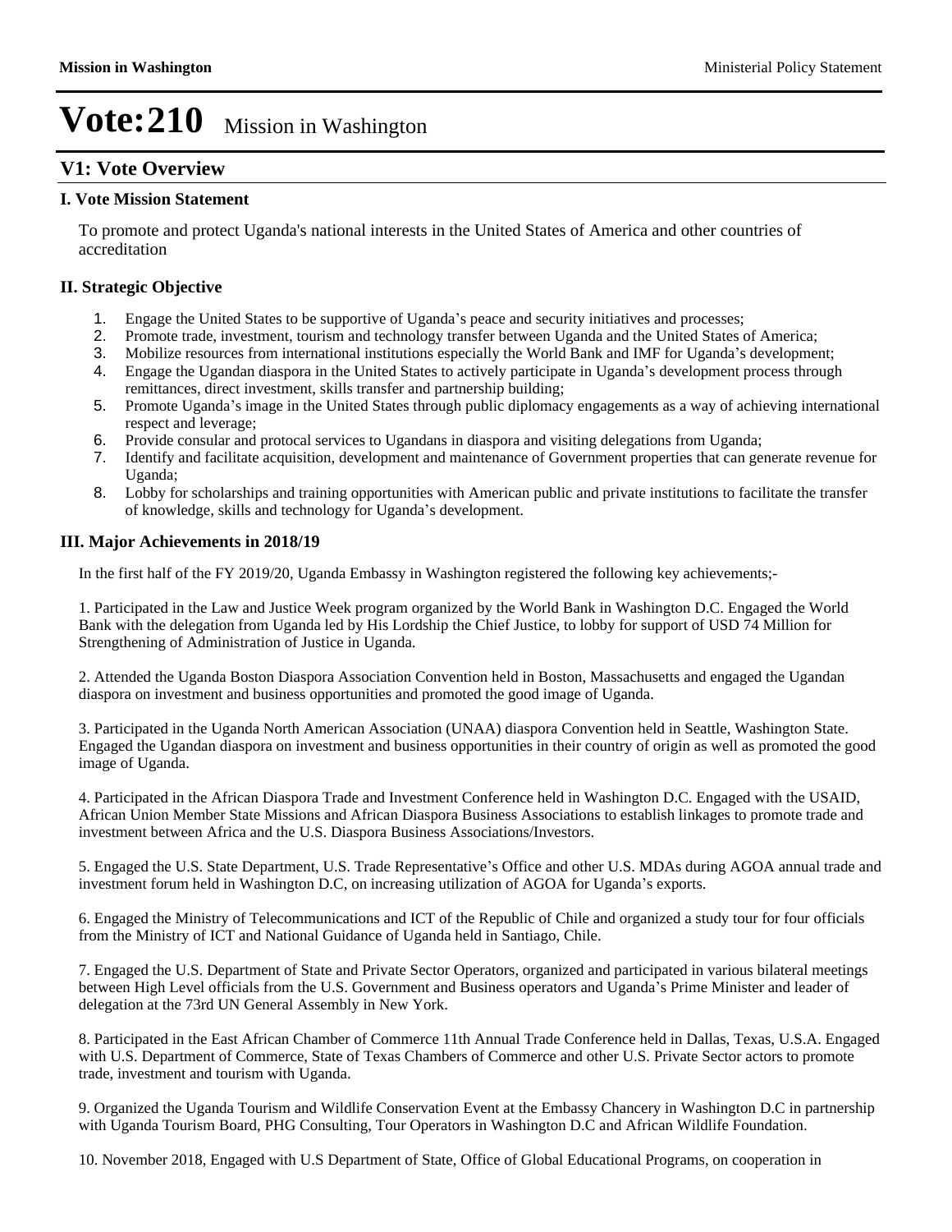# Vote:210 Mission in Washington

## V1: Vote Overview

### I. Vote Mission Statement

To promote and protect Uganda's national interests in the United States of America and other countries of accreditation

### II. Strategic Objective

1. Engage the United States to be supportive of Uganda's peace and security initiatives and processes;
2. Promote trade, investment, tourism and technology transfer between Uganda and the United States of America;
3. Mobilize resources from international institutions especially the World Bank and IMF for Uganda's development;
4. Engage the Ugandan diaspora in the United States to actively participate in Uganda's development process through remittances, direct investment, skills transfer and partnership building;
5. Promote Uganda's image in the United States through public diplomacy engagements as a way of achieving international respect and leverage;
6. Provide consular and protocal services to Ugandans in diaspora and visiting delegations from Uganda;
7. Identify and facilitate acquisition, development and maintenance of Government properties that can generate revenue for Uganda;
8. Lobby for scholarships and training opportunities with American public and private institutions to facilitate the transfer of knowledge, skills and technology for Uganda's development.

### III. Major Achievements in 2018/19

In the first half of the FY 2019/20, Uganda Embassy in Washington registered the following key achievements;-

1. Participated in the Law and Justice Week program organized by the World Bank in Washington D.C. Engaged the World Bank with the delegation from Uganda led by His Lordship the Chief Justice, to lobby for support of USD 74 Million for Strengthening of Administration of Justice in Uganda.

2. Attended the Uganda Boston Diaspora Association Convention held in Boston, Massachusetts and engaged the Ugandan diaspora on investment and business opportunities and promoted the good image of Uganda.

3. Participated in the Uganda North American Association (UNAA) diaspora Convention held in Seattle, Washington State. Engaged the Ugandan diaspora on investment and business opportunities in their country of origin as well as promoted the good image of Uganda.

4. Participated in the African Diaspora Trade and Investment Conference held in Washington D.C. Engaged with the USAID, African Union Member State Missions and African Diaspora Business Associations to establish linkages to promote trade and investment between Africa and the U.S. Diaspora Business Associations/Investors.

5. Engaged the U.S. State Department, U.S. Trade Representative's Office and other U.S. MDAs during AGOA annual trade and investment forum held in Washington D.C, on increasing utilization of AGOA for Uganda's exports.

6. Engaged the Ministry of Telecommunications and ICT of the Republic of Chile and organized a study tour for four officials from the Ministry of ICT and National Guidance of Uganda held in Santiago, Chile.

7. Engaged the U.S. Department of State and Private Sector Operators, organized and participated in various bilateral meetings between High Level officials from the U.S. Government and Business operators and Uganda's Prime Minister and leader of delegation at the 73rd UN General Assembly in New York.

8. Participated in the East African Chamber of Commerce 11th Annual Trade Conference held in Dallas, Texas, U.S.A. Engaged with U.S. Department of Commerce, State of Texas Chambers of Commerce and other U.S. Private Sector actors to promote trade, investment and tourism with Uganda.

9. Organized the Uganda Tourism and Wildlife Conservation Event at the Embassy Chancery in Washington D.C in partnership with Uganda Tourism Board, PHG Consulting, Tour Operators in Washington D.C and African Wildlife Foundation.

10. November 2018, Engaged with U.S Department of State, Office of Global Educational Programs, on cooperation in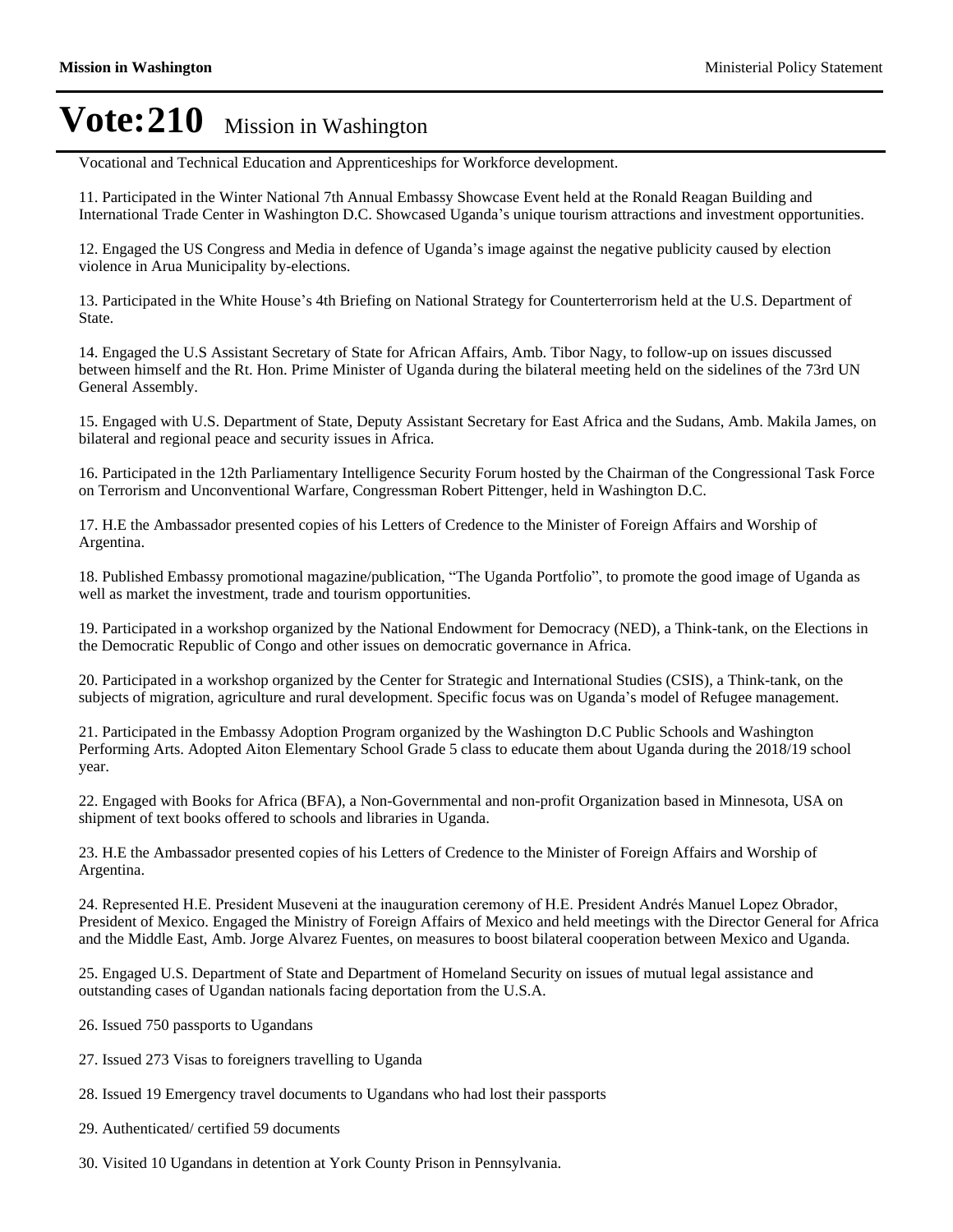# Vote:210 Mission in Washington

Vocational and Technical Education and Apprenticeships for Workforce development.

11. Participated in the Winter National 7th Annual Embassy Showcase Event held at the Ronald Reagan Building and International Trade Center in Washington D.C. Showcased Uganda's unique tourism attractions and investment opportunities.

12. Engaged the US Congress and Media in defence of Uganda's image against the negative publicity caused by election violence in Arua Municipality by-elections.

13. Participated in the White House's 4th Briefing on National Strategy for Counterterrorism held at the U.S. Department of State.

14. Engaged the U.S Assistant Secretary of State for African Affairs, Amb. Tibor Nagy, to follow-up on issues discussed between himself and the Rt. Hon. Prime Minister of Uganda during the bilateral meeting held on the sidelines of the 73rd UN General Assembly.

15. Engaged with U.S. Department of State, Deputy Assistant Secretary for East Africa and the Sudans, Amb. Makila James, on bilateral and regional peace and security issues in Africa.

16. Participated in the 12th Parliamentary Intelligence Security Forum hosted by the Chairman of the Congressional Task Force on Terrorism and Unconventional Warfare, Congressman Robert Pittenger, held in Washington D.C.

17. H.E the Ambassador presented copies of his Letters of Credence to the Minister of Foreign Affairs and Worship of Argentina.

18. Published Embassy promotional magazine/publication, "The Uganda Portfolio", to promote the good image of Uganda as well as market the investment, trade and tourism opportunities.

19. Participated in a workshop organized by the National Endowment for Democracy (NED), a Think-tank, on the Elections in the Democratic Republic of Congo and other issues on democratic governance in Africa.

20. Participated in a workshop organized by the Center for Strategic and International Studies (CSIS), a Think-tank, on the subjects of migration, agriculture and rural development. Specific focus was on Uganda's model of Refugee management.

21. Participated in the Embassy Adoption Program organized by the Washington D.C Public Schools and Washington Performing Arts. Adopted Aiton Elementary School Grade 5 class to educate them about Uganda during the 2018/19 school year.

22. Engaged with Books for Africa (BFA), a Non-Governmental and non-profit Organization based in Minnesota, USA on shipment of text books offered to schools and libraries in Uganda.

23. H.E the Ambassador presented copies of his Letters of Credence to the Minister of Foreign Affairs and Worship of Argentina.

24. Represented H.E. President Museveni at the inauguration ceremony of H.E. President Andrés Manuel Lopez Obrador, President of Mexico. Engaged the Ministry of Foreign Affairs of Mexico and held meetings with the Director General for Africa and the Middle East, Amb. Jorge Alvarez Fuentes, on measures to boost bilateral cooperation between Mexico and Uganda.

25. Engaged U.S. Department of State and Department of Homeland Security on issues of mutual legal assistance and outstanding cases of Ugandan nationals facing deportation from the U.S.A.

26. Issued 750 passports to Ugandans

27. Issued 273 Visas to foreigners travelling to Uganda

28. Issued 19 Emergency travel documents to Ugandans who had lost their passports

29. Authenticated/ certified 59 documents

30. Visited 10 Ugandans in detention at York County Prison in Pennsylvania.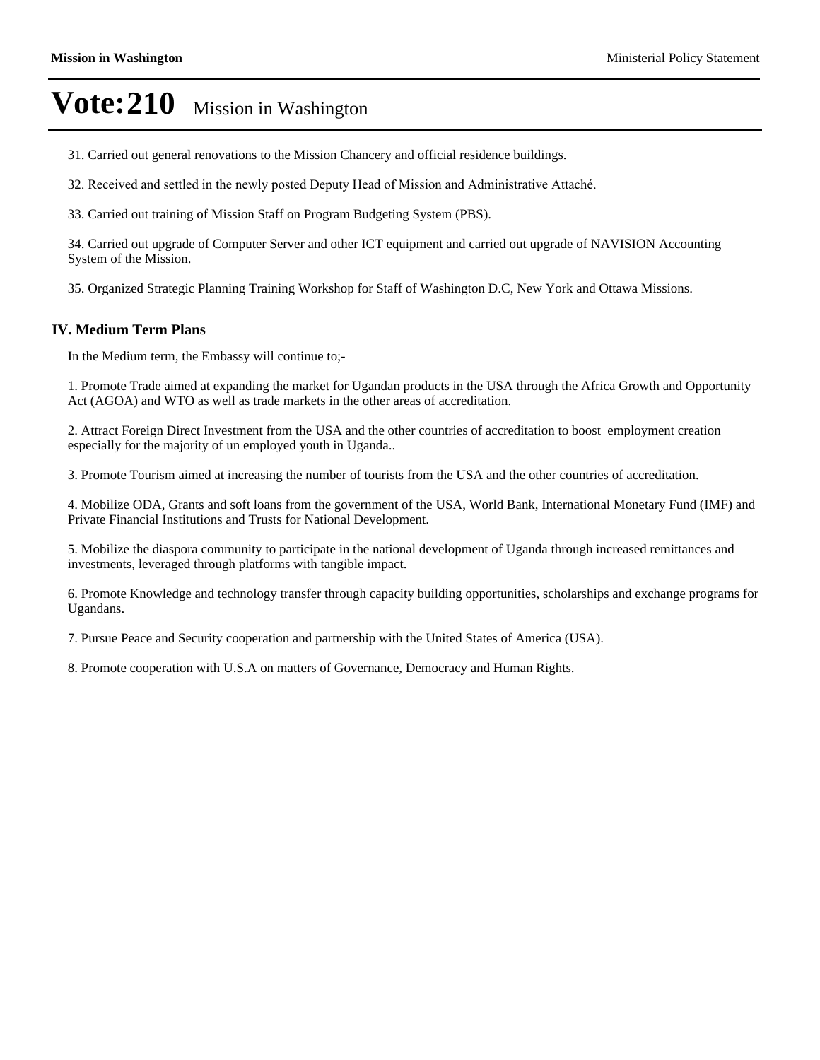# Vote:210 Mission in Washington

31. Carried out general renovations to the Mission Chancery and official residence buildings.

32. Received and settled in the newly posted Deputy Head of Mission and Administrative Attaché.

33. Carried out training of Mission Staff on Program Budgeting System (PBS).

34. Carried out upgrade of Computer Server and other ICT equipment and carried out upgrade of NAVISION Accounting System of the Mission.

35. Organized Strategic Planning Training Workshop for Staff of Washington D.C, New York and Ottawa Missions.

## IV. Medium Term Plans

In the Medium term, the Embassy will continue to;-

1. Promote Trade aimed at expanding the market for Ugandan products in the USA through the Africa Growth and Opportunity Act (AGOA) and WTO as well as trade markets in the other areas of accreditation.

2. Attract Foreign Direct Investment from the USA and the other countries of accreditation to boost  employment creation especially for the majority of un employed youth in Uganda..

3. Promote Tourism aimed at increasing the number of tourists from the USA and the other countries of accreditation.

4. Mobilize ODA, Grants and soft loans from the government of the USA, World Bank, International Monetary Fund (IMF) and Private Financial Institutions and Trusts for National Development.

5. Mobilize the diaspora community to participate in the national development of Uganda through increased remittances and investments, leveraged through platforms with tangible impact.

6. Promote Knowledge and technology transfer through capacity building opportunities, scholarships and exchange programs for Ugandans.

7. Pursue Peace and Security cooperation and partnership with the United States of America (USA).

8. Promote cooperation with U.S.A on matters of Governance, Democracy and Human Rights.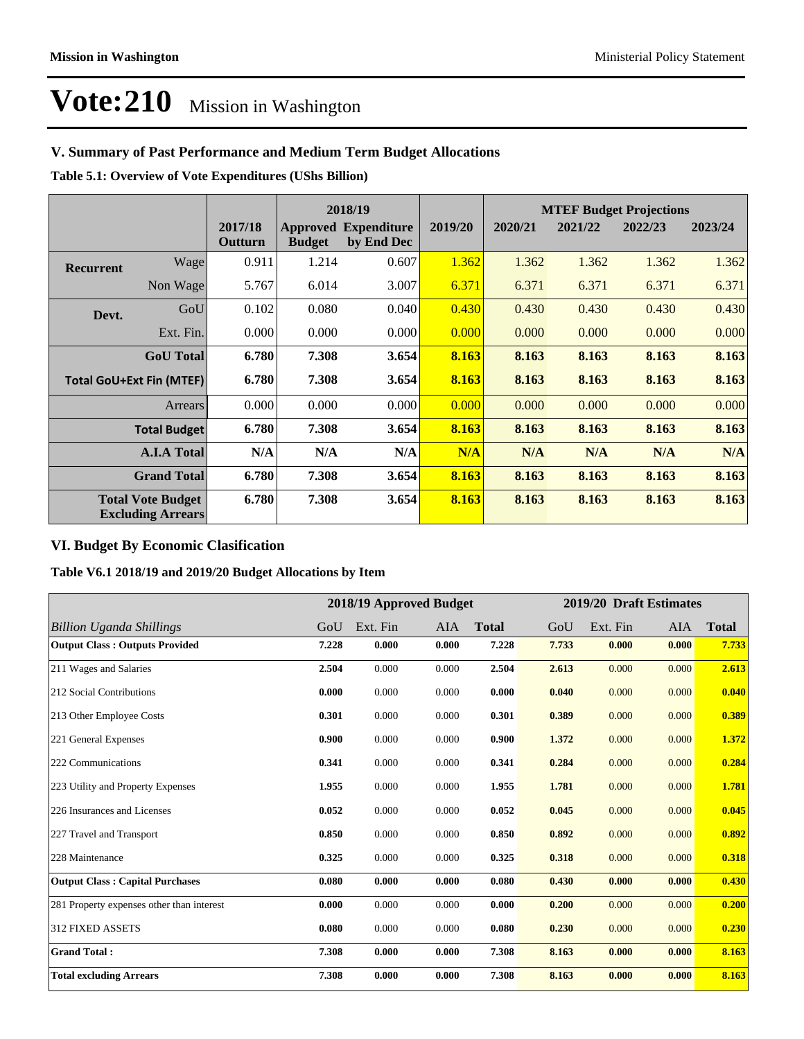# Vote:210 Mission in Washington

## V. Summary of Past Performance and Medium Term Budget Allocations

**Table 5.1: Overview of Vote Expenditures (UShs Billion)**

| | | | 2018/19 | | | MTEF Budget Projections | | | |
|---|---|---|---|---|---|---|---|---|---|
| | | 2017/18 Outturn | Approved Budget | Expenditure by End Dec | 2019/20 | 2020/21 | 2021/22 | 2022/23 | 2023/24 |
| **Recurrent** | Wage | 0.911 | 1.214 | 0.607 | 1.362 | 1.362 | 1.362 | 1.362 | 1.362 |
| | Non Wage | 5.767 | 6.014 | 3.007 | 6.371 | 6.371 | 6.371 | 6.371 | 6.371 |
| **Devt.** | GoU | 0.102 | 0.080 | 0.040 | 0.430 | 0.430 | 0.430 | 0.430 | 0.430 |
| | Ext. Fin. | 0.000 | 0.000 | 0.000 | 0.000 | 0.000 | 0.000 | 0.000 | 0.000 |
| | **GoU Total** | **6.780** | **7.308** | **3.654** | **8.163** | **8.163** | **8.163** | **8.163** | **8.163** |
| **Total GoU+Ext Fin (MTEF)** | | **6.780** | **7.308** | **3.654** | **8.163** | **8.163** | **8.163** | **8.163** | **8.163** |
| | Arrears | 0.000 | 0.000 | 0.000 | 0.000 | 0.000 | 0.000 | 0.000 | 0.000 |
| | **Total Budget** | **6.780** | **7.308** | **3.654** | **8.163** | **8.163** | **8.163** | **8.163** | **8.163** |
| | **A.I.A Total** | **N/A** | **N/A** | **N/A** | **N/A** | **N/A** | **N/A** | **N/A** | **N/A** |
| | **Grand Total** | **6.780** | **7.308** | **3.654** | **8.163** | **8.163** | **8.163** | **8.163** | **8.163** |
| | **Total Vote Budget Excluding Arrears** | **6.780** | **7.308** | **3.654** | **8.163** | **8.163** | **8.163** | **8.163** | **8.163** |

## VI. Budget By Economic Clasification

**Table V6.1 2018/19 and 2019/20 Budget Allocations by Item**

| | 2018/19 Approved Budget | | | | 2019/20 Draft Estimates | | | |
|---|---|---|---|---|---|---|---|---|
| *Billion Uganda Shillings* | GoU | Ext. Fin | AIA | **Total** | GoU | Ext. Fin | AIA | **Total** |
| **Output Class : Outputs Provided** | **7.228** | **0.000** | **0.000** | **7.228** | **7.733** | **0.000** | **0.000** | **7.733** |
| 211 Wages and Salaries | **2.504** | 0.000 | 0.000 | **2.504** | **2.613** | 0.000 | 0.000 | **2.613** |
| 212 Social Contributions | **0.000** | 0.000 | 0.000 | **0.000** | **0.040** | 0.000 | 0.000 | **0.040** |
| 213 Other Employee Costs | **0.301** | 0.000 | 0.000 | **0.301** | **0.389** | 0.000 | 0.000 | **0.389** |
| 221 General Expenses | **0.900** | 0.000 | 0.000 | **0.900** | **1.372** | 0.000 | 0.000 | **1.372** |
| 222 Communications | **0.341** | 0.000 | 0.000 | **0.341** | **0.284** | 0.000 | 0.000 | **0.284** |
| 223 Utility and Property Expenses | **1.955** | 0.000 | 0.000 | **1.955** | **1.781** | 0.000 | 0.000 | **1.781** |
| 226 Insurances and Licenses | **0.052** | 0.000 | 0.000 | **0.052** | **0.045** | 0.000 | 0.000 | **0.045** |
| 227 Travel and Transport | **0.850** | 0.000 | 0.000 | **0.850** | **0.892** | 0.000 | 0.000 | **0.892** |
| 228 Maintenance | **0.325** | 0.000 | 0.000 | **0.325** | **0.318** | 0.000 | 0.000 | **0.318** |
| **Output Class : Capital Purchases** | **0.080** | **0.000** | **0.000** | **0.080** | **0.430** | **0.000** | **0.000** | **0.430** |
| 281 Property expenses other than interest | **0.000** | 0.000 | 0.000 | **0.000** | **0.200** | 0.000 | 0.000 | **0.200** |
| 312 FIXED ASSETS | **0.080** | 0.000 | 0.000 | **0.080** | **0.230** | 0.000 | 0.000 | **0.230** |
| **Grand Total :** | **7.308** | **0.000** | **0.000** | **7.308** | **8.163** | **0.000** | **0.000** | **8.163** |
| **Total excluding Arrears** | **7.308** | **0.000** | **0.000** | **7.308** | **8.163** | **0.000** | **0.000** | **8.163** |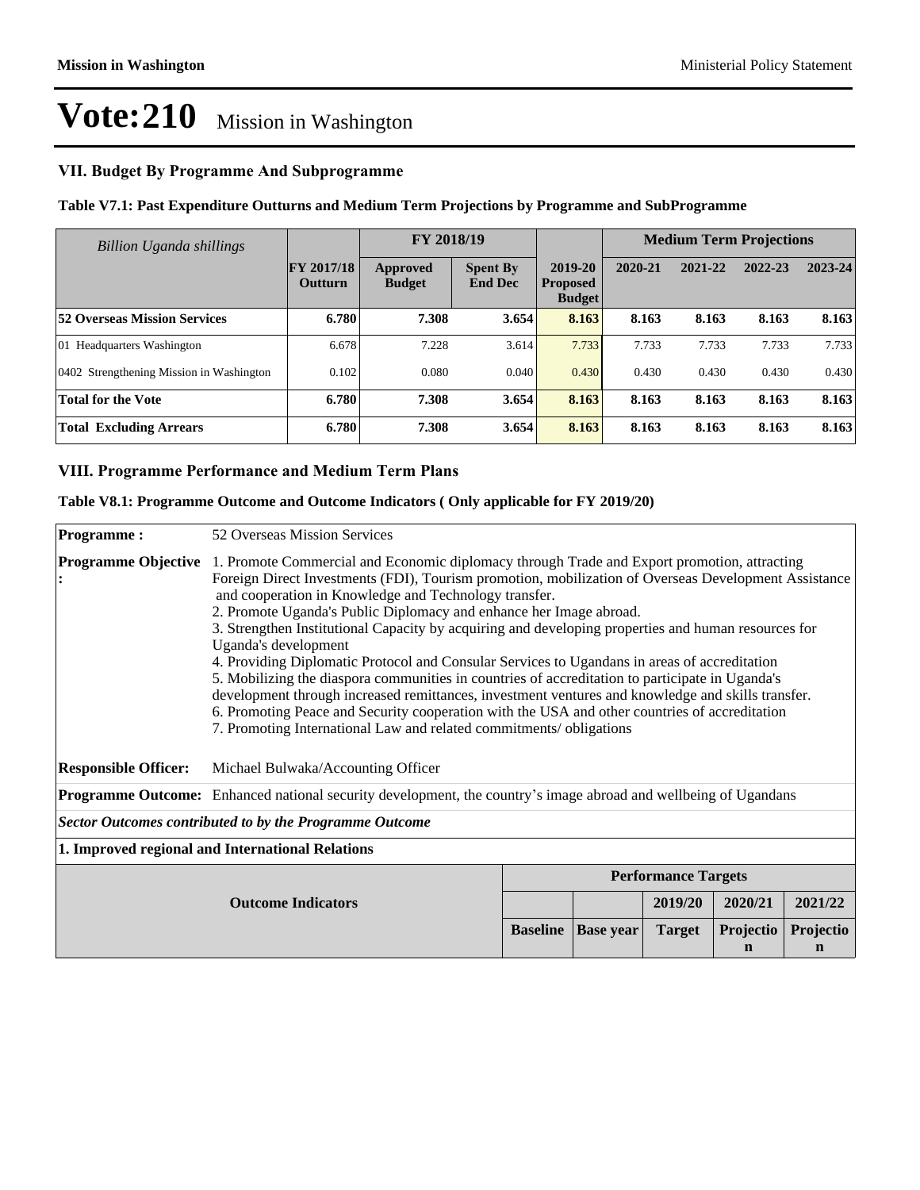# Vote:210 Mission in Washington

## VII. Budget By Programme And Subprogramme

### Table V7.1: Past Expenditure Outturns and Medium Term Projections by Programme and SubProgramme

| *Billion Uganda shillings* | | FY 2018/19 | | | Medium Term Projections | | | |
|---|---|---|---|---|---|---|---|---|
| | FY 2017/18 Outturn | Approved Budget | Spent By End Dec | 2019-20 Proposed Budget | 2020-21 | 2021-22 | 2022-23 | 2023-24 |
| **52 Overseas Mission Services** | **6.780** | **7.308** | **3.654** | **8.163** | **8.163** | **8.163** | **8.163** | **8.163** |
| 01 Headquarters Washington | 6.678 | 7.228 | 3.614 | 7.733 | 7.733 | 7.733 | 7.733 | 7.733 |
| 0402 Strengthening Mission in Washington | 0.102 | 0.080 | 0.040 | 0.430 | 0.430 | 0.430 | 0.430 | 0.430 |
| **Total for the Vote** | **6.780** | **7.308** | **3.654** | **8.163** | **8.163** | **8.163** | **8.163** | **8.163** |
| **Total Excluding Arrears** | **6.780** | **7.308** | **3.654** | **8.163** | **8.163** | **8.163** | **8.163** | **8.163** |

## VIII. Programme Performance and Medium Term Plans

### Table V8.1: Programme Outcome and Outcome Indicators ( Only applicable for FY 2019/20)

**Programme :** 52 Overseas Mission Services

**Programme Objective :**

1. Promote Commercial and Economic diplomacy through Trade and Export promotion, attracting Foreign Direct Investments (FDI), Tourism promotion, mobilization of Overseas Development Assistance and cooperation in Knowledge and Technology transfer.
2. Promote Uganda's Public Diplomacy and enhance her Image abroad.
3. Strengthen Institutional Capacity by acquiring and developing properties and human resources for Uganda's development
4. Providing Diplomatic Protocol and Consular Services to Ugandans in areas of accreditation
5. Mobilizing the diaspora communities in countries of accreditation to participate in Uganda's development through increased remittances, investment ventures and knowledge and skills transfer.
6. Promoting Peace and Security cooperation with the USA and other countries of accreditation
7. Promoting International Law and related commitments/ obligations

**Responsible Officer:** Michael Bulwaka/Accounting Officer

**Programme Outcome:** Enhanced national security development, the country's image abroad and wellbeing of Ugandans

***Sector Outcomes contributed to by the Programme Outcome***

**1. Improved regional and International Relations**

| Outcome Indicators | Performance Targets | | | | |
|---|---|---|---|---|---|
| | | | 2019/20 | 2020/21 | 2021/22 |
| | Baseline | Base year | Target | Projection | Projection |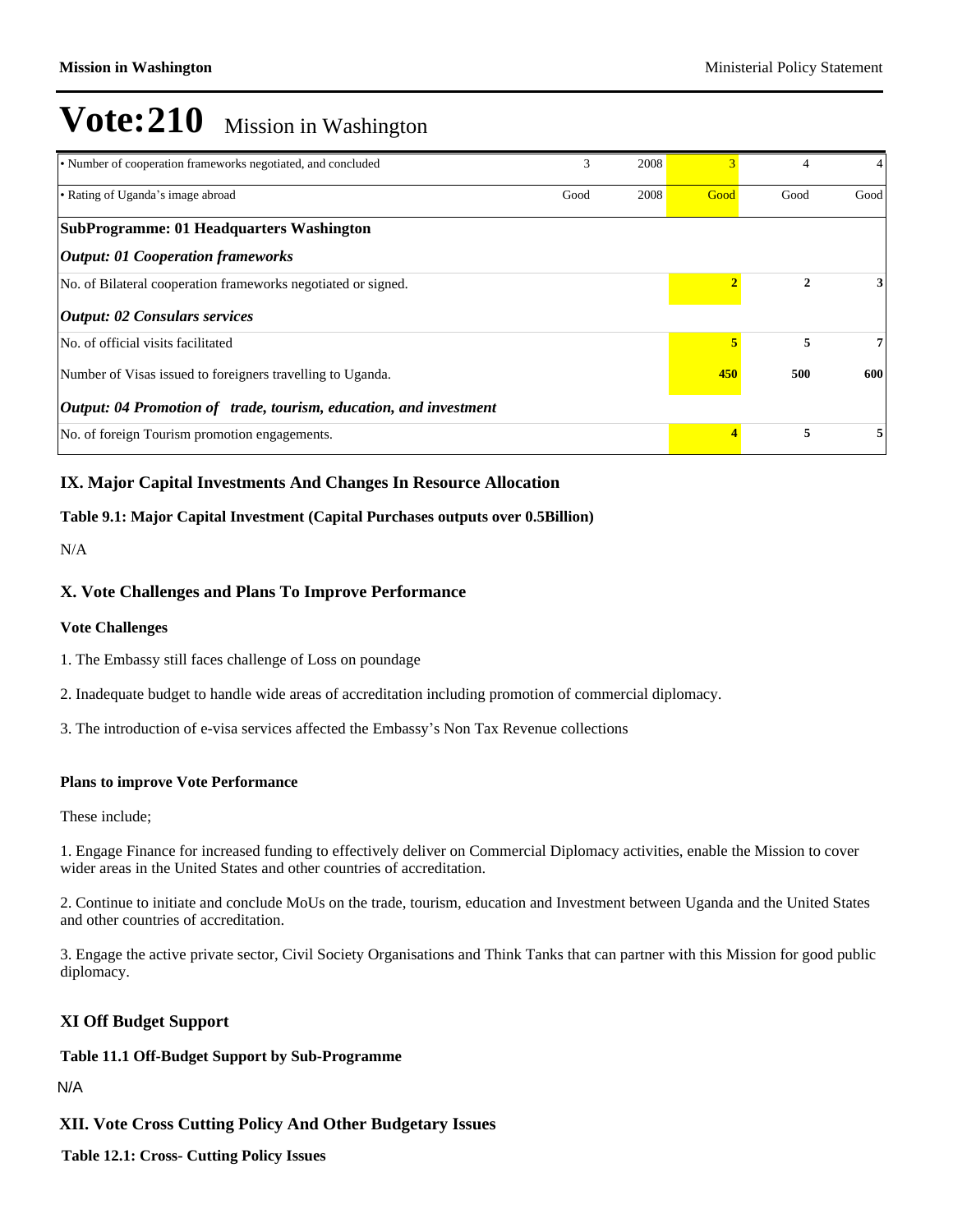# Vote:210 Mission in Washington

| | | | | | |
|---|---|---|---|---|---|
| • Number of cooperation frameworks negotiated, and concluded | 3 | 2008 | 3 | 4 | 4 |
| • Rating of Uganda's image abroad | Good | 2008 | Good | Good | Good |
| **SubProgramme: 01 Headquarters Washington** | | | | | |
| ***Output: 01 Cooperation frameworks*** | | | | | |
| No. of Bilateral cooperation frameworks negotiated or signed. | | | **2** | **2** | **3** |
| ***Output: 02 Consulars services*** | | | | | |
| No. of official visits facilitated | | | **5** | **5** | **7** |
| Number of Visas issued to foreigners travelling to Uganda. | | | **450** | **500** | **600** |
| ***Output: 04 Promotion of trade, tourism, education, and investment*** | | | | | |
| No. of foreign Tourism promotion engagements. | | | **4** | **5** | **5** |

### IX. Major Capital Investments And Changes In Resource Allocation

**Table 9.1: Major Capital Investment (Capital Purchases outputs over 0.5Billion)**

N/A

### X. Vote Challenges and Plans To Improve Performance

**Vote Challenges**

1. The Embassy still faces challenge of Loss on poundage

2. Inadequate budget to handle wide areas of accreditation including promotion of commercial diplomacy.

3. The introduction of e-visa services affected the Embassy's Non Tax Revenue collections

**Plans to improve Vote Performance**

These include;

1. Engage Finance for increased funding to effectively deliver on Commercial Diplomacy activities, enable the Mission to cover wider areas in the United States and other countries of accreditation.

2. Continue to initiate and conclude MoUs on the trade, tourism, education and Investment between Uganda and the United States and other countries of accreditation.

3. Engage the active private sector, Civil Society Organisations and Think Tanks that can partner with this Mission for good public diplomacy.

### XI Off Budget Support

**Table 11.1 Off-Budget Support by Sub-Programme**

N/A

### XII. Vote Cross Cutting Policy And Other Budgetary Issues

**Table 12.1: Cross- Cutting Policy Issues**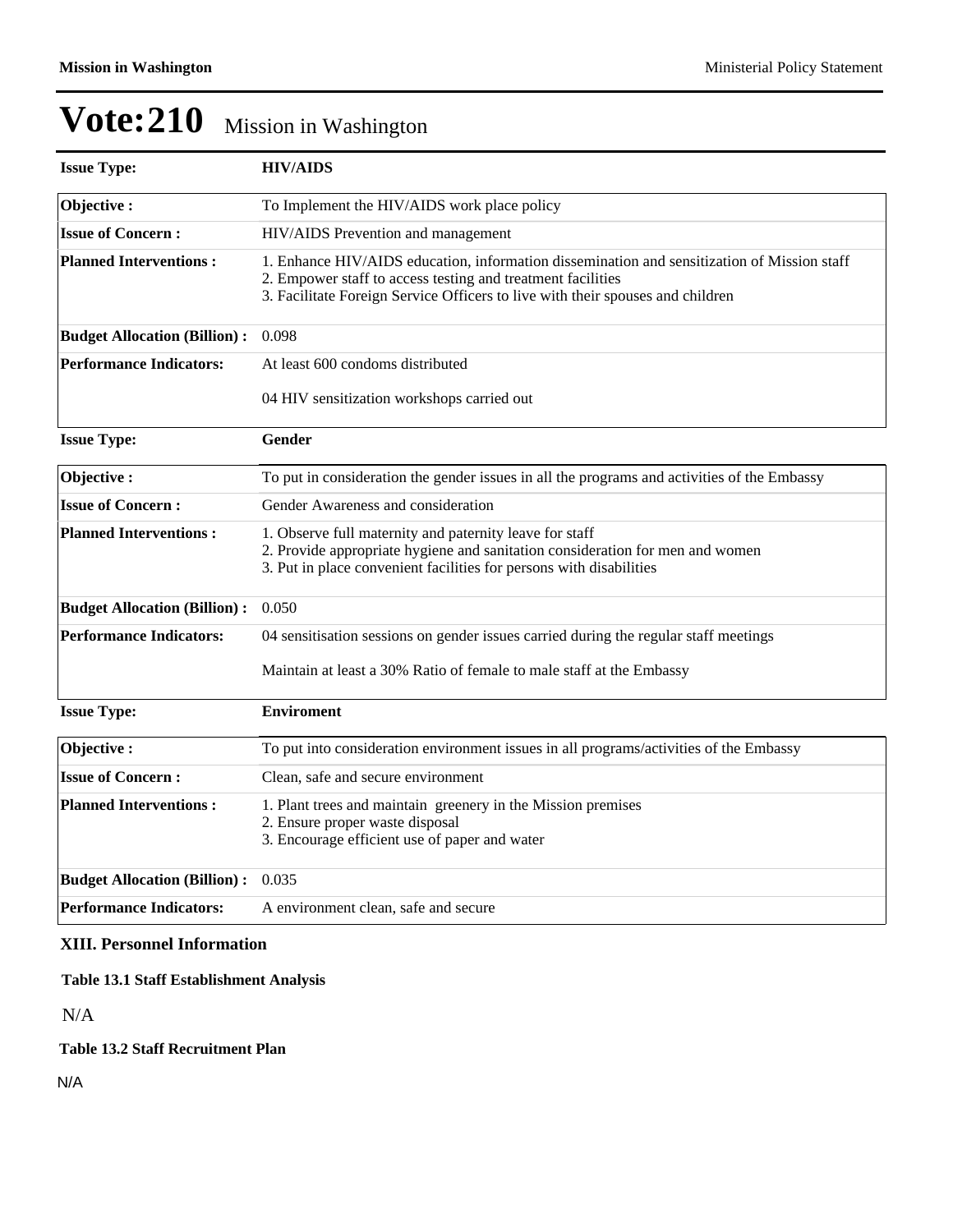# Vote:210 Mission in Washington

| Issue Type: | HIV/AIDS |
|---|---|
| **Objective :** | To Implement the HIV/AIDS work place policy |
| **Issue of Concern :** | HIV/AIDS Prevention and management |
| **Planned Interventions :** | 1. Enhance HIV/AIDS education, information dissemination and sensitization of Mission staff<br>2. Empower staff to access testing and treatment facilities<br>3. Facilitate Foreign Service Officers to live with their spouses and children |
| **Budget Allocation (Billion) :** | 0.098 |
| **Performance Indicators:** | At least 600 condoms distributed<br><br>04 HIV sensitization workshops carried out |

| Issue Type: | Gender |
|---|---|
| **Objective :** | To put in consideration the gender issues in all the programs and activities of the Embassy |
| **Issue of Concern :** | Gender Awareness and consideration |
| **Planned Interventions :** | 1. Observe full maternity and paternity leave for staff<br>2. Provide appropriate hygiene and sanitation consideration for men and women<br>3. Put in place convenient facilities for persons with disabilities |
| **Budget Allocation (Billion) :** | 0.050 |
| **Performance Indicators:** | 04 sensitisation sessions on gender issues carried during the regular staff meetings<br><br>Maintain at least a 30% Ratio of female to male staff at the Embassy |

| Issue Type: | Enviroment |
|---|---|
| **Objective :** | To put into consideration environment issues in all programs/activities of the Embassy |
| **Issue of Concern :** | Clean, safe and secure environment |
| **Planned Interventions :** | 1. Plant trees and maintain greenery in the Mission premises<br>2. Ensure proper waste disposal<br>3. Encourage efficient use of paper and water |
| **Budget Allocation (Billion) :** | 0.035 |
| **Performance Indicators:** | A environment clean, safe and secure |

## XIII. Personnel Information

### Table 13.1 Staff Establishment Analysis

N/A

### Table 13.2 Staff Recruitment Plan

N/A